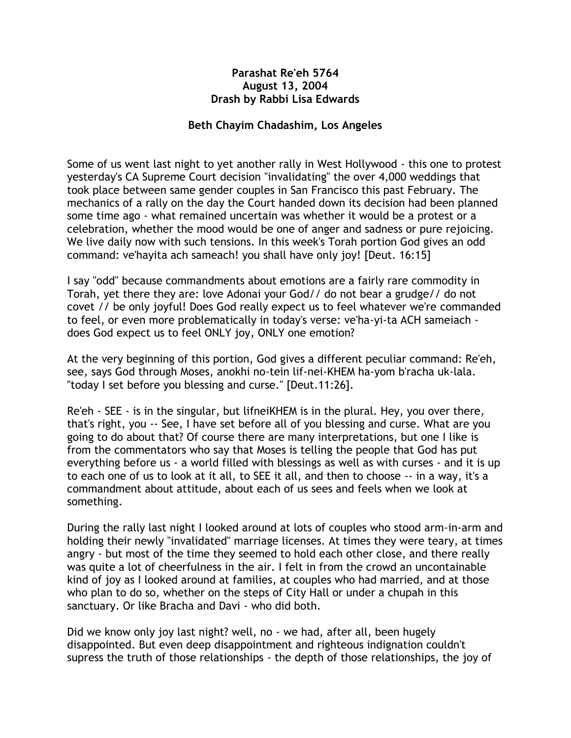**Parashat Re'eh 5764**
**August 13, 2004**
**Drash by Rabbi Lisa Edwards**

**Beth Chayim Chadashim, Los Angeles**

Some of us went last night to yet another rally in West Hollywood - this one to protest yesterday's CA Supreme Court decision "invalidating" the over 4,000 weddings that took place between same gender couples in San Francisco this past February. The mechanics of a rally on the day the Court handed down its decision had been planned some time ago - what remained uncertain was whether it would be a protest or a celebration, whether the mood would be one of anger and sadness or pure rejoicing. We live daily now with such tensions. In this week's Torah portion God gives an odd command: ve'hayita ach sameach! you shall have only joy! [Deut. 16:15]

I say "odd" because commandments about emotions are a fairly rare commodity in Torah, yet there they are: love Adonai your God// do not bear a grudge// do not covet // be only joyful! Does God really expect us to feel whatever we're commanded to feel, or even more problematically in today's verse: ve'ha-yi-ta ACH sameiach - does God expect us to feel ONLY joy, ONLY one emotion?

At the very beginning of this portion, God gives a different peculiar command: Re'eh, see, says God through Moses, anokhi no-tein lif-nei-KHEM ha-yom b'racha uk-lala. "today I set before you blessing and curse." [Deut.11:26].

Re'eh - SEE - is in the singular, but lifneiKHEM is in the plural. Hey, you over there, that's right, you -- See, I have set before all of you blessing and curse. What are you going to do about that? Of course there are many interpretations, but one I like is from the commentators who say that Moses is telling the people that God has put everything before us - a world filled with blessings as well as with curses - and it is up to each one of us to look at it all, to SEE it all, and then to choose -- in a way, it's a commandment about attitude, about each of us sees and feels when we look at something.

During the rally last night I looked around at lots of couples who stood arm-in-arm and holding their newly "invalidated" marriage licenses. At times they were teary, at times angry - but most of the time they seemed to hold each other close, and there really was quite a lot of cheerfulness in the air. I felt in from the crowd an uncontainable kind of joy as I looked around at families, at couples who had married, and at those who plan to do so, whether on the steps of City Hall or under a chupah in this sanctuary. Or like Bracha and Davi - who did both.

Did we know only joy last night? well, no - we had, after all, been hugely disappointed. But even deep disappointment and righteous indignation couldn't supress the truth of those relationships - the depth of those relationships, the joy of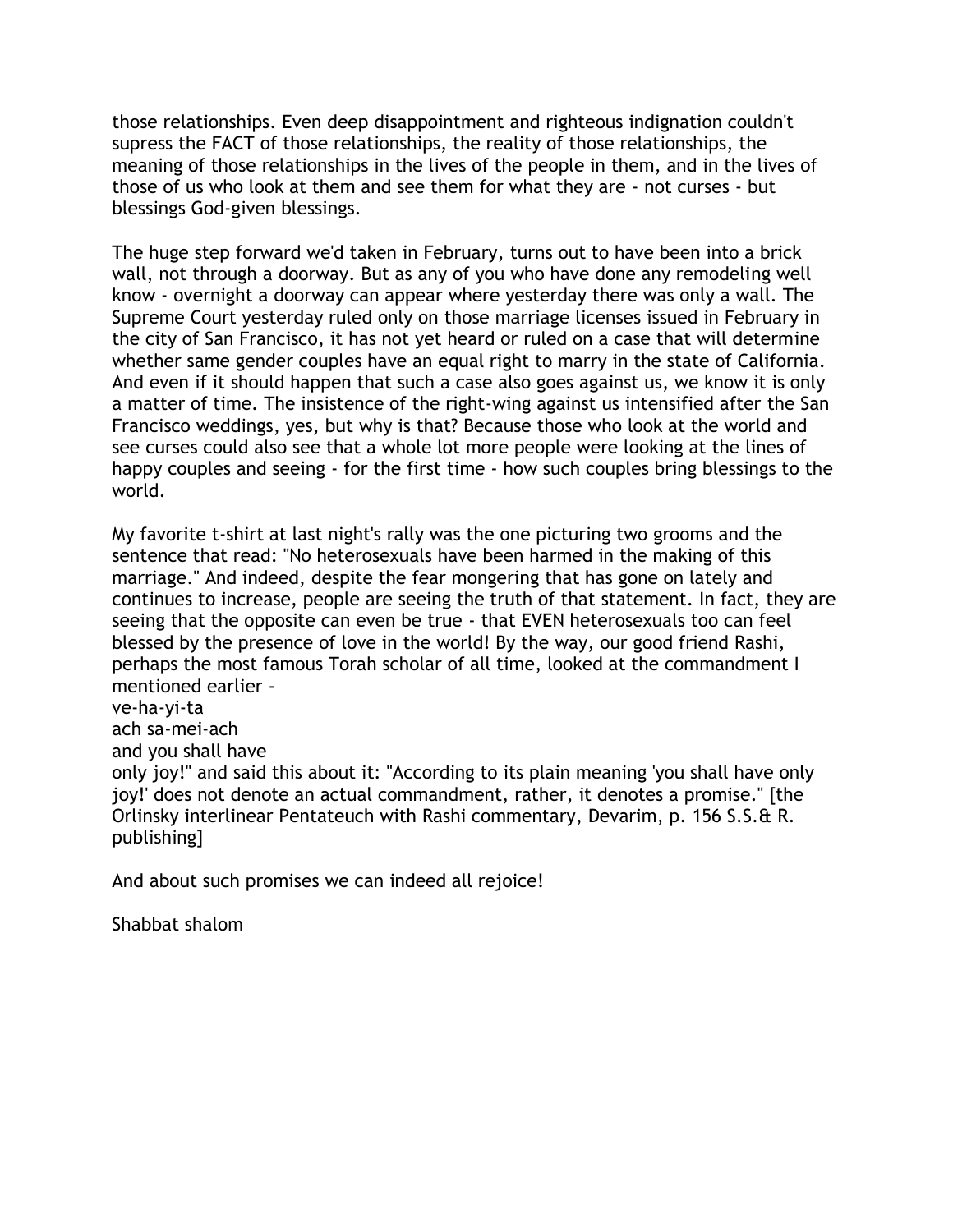those relationships. Even deep disappointment and righteous indignation couldn't supress the FACT of those relationships, the reality of those relationships, the meaning of those relationships in the lives of the people in them, and in the lives of those of us who look at them and see them for what they are - not curses - but blessings God-given blessings.

The huge step forward we'd taken in February, turns out to have been into a brick wall, not through a doorway. But as any of you who have done any remodeling well know - overnight a doorway can appear where yesterday there was only a wall. The Supreme Court yesterday ruled only on those marriage licenses issued in February in the city of San Francisco, it has not yet heard or ruled on a case that will determine whether same gender couples have an equal right to marry in the state of California. And even if it should happen that such a case also goes against us, we know it is only a matter of time. The insistence of the right-wing against us intensified after the San Francisco weddings, yes, but why is that? Because those who look at the world and see curses could also see that a whole lot more people were looking at the lines of happy couples and seeing - for the first time - how such couples bring blessings to the world.

My favorite t-shirt at last night's rally was the one picturing two grooms and the sentence that read: "No heterosexuals have been harmed in the making of this marriage." And indeed, despite the fear mongering that has gone on lately and continues to increase, people are seeing the truth of that statement. In fact, they are seeing that the opposite can even be true - that EVEN heterosexuals too can feel blessed by the presence of love in the world! By the way, our good friend Rashi, perhaps the most famous Torah scholar of all time, looked at the commandment I mentioned earlier -
ve-ha-yi-ta
ach sa-mei-ach
and you shall have
only joy!" and said this about it: "According to its plain meaning 'you shall have only joy!' does not denote an actual commandment, rather, it denotes a promise." [the Orlinsky interlinear Pentateuch with Rashi commentary, Devarim, p. 156 S.S.& R. publishing]

And about such promises we can indeed all rejoice!

Shabbat shalom